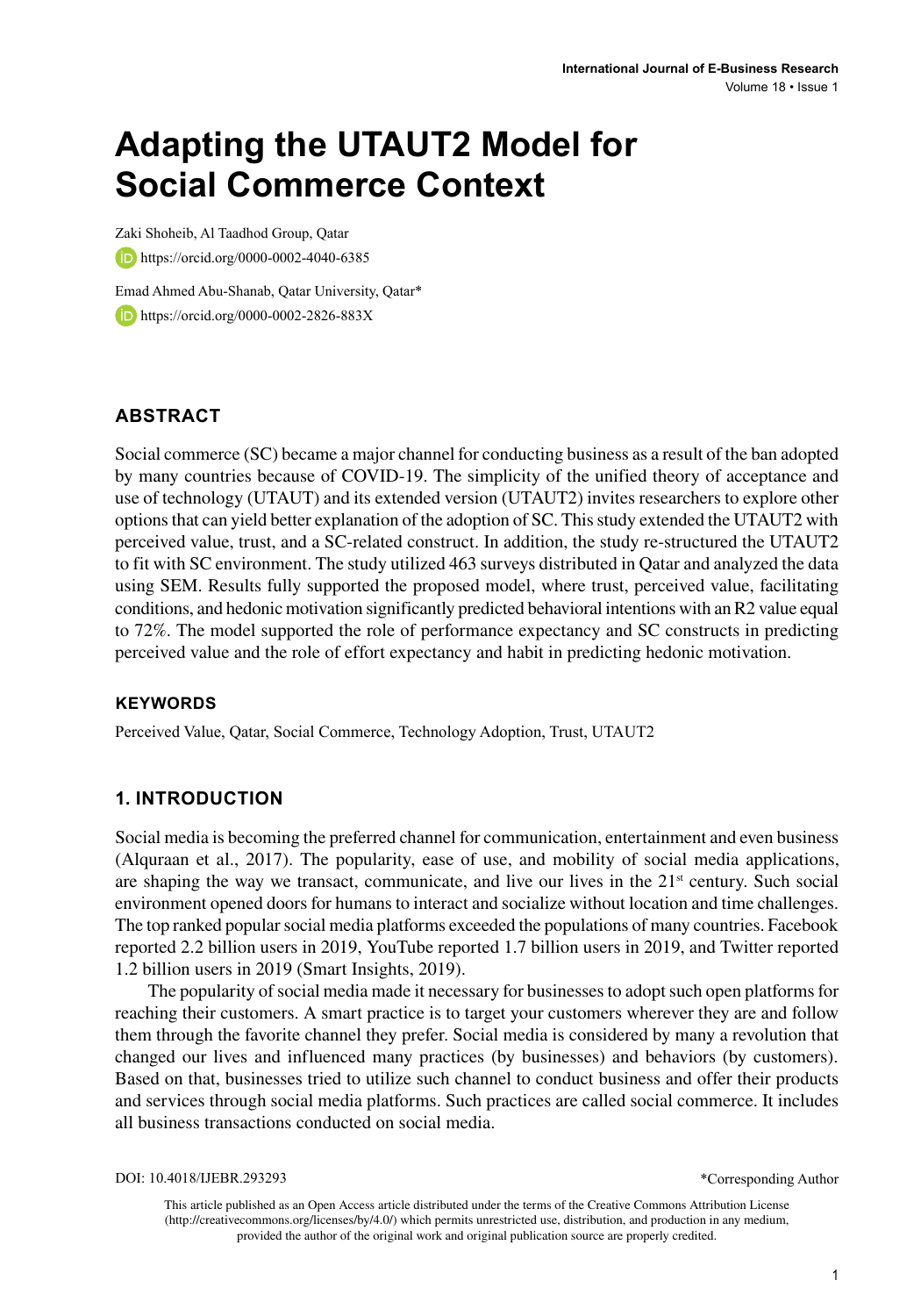# Adapting the UTAUT2 Model for Social Commerce Context

Zaki Shoheib, Al Taadhod Group, Qatar

https://orcid.org/0000-0002-4040-6385

Emad Ahmed Abu-Shanab, Qatar University, Qatar*

https://orcid.org/0000-0002-2826-883X

## ABSTRACT

Social commerce (SC) became a major channel for conducting business as a result of the ban adopted by many countries because of COVID-19. The simplicity of the unified theory of acceptance and use of technology (UTAUT) and its extended version (UTAUT2) invites researchers to explore other options that can yield better explanation of the adoption of SC. This study extended the UTAUT2 with perceived value, trust, and a SC-related construct. In addition, the study re-structured the UTAUT2 to fit with SC environment. The study utilized 463 surveys distributed in Qatar and analyzed the data using SEM. Results fully supported the proposed model, where trust, perceived value, facilitating conditions, and hedonic motivation significantly predicted behavioral intentions with an R2 value equal to 72%. The model supported the role of performance expectancy and SC constructs in predicting perceived value and the role of effort expectancy and habit in predicting hedonic motivation.

### KEYWORDS

Perceived Value, Qatar, Social Commerce, Technology Adoption, Trust, UTAUT2

## 1. INTRODUCTION

Social media is becoming the preferred channel for communication, entertainment and even business (Alquraan et al., 2017). The popularity, ease of use, and mobility of social media applications, are shaping the way we transact, communicate, and live our lives in the 21st century. Such social environment opened doors for humans to interact and socialize without location and time challenges. The top ranked popular social media platforms exceeded the populations of many countries. Facebook reported 2.2 billion users in 2019, YouTube reported 1.7 billion users in 2019, and Twitter reported 1.2 billion users in 2019 (Smart Insights, 2019).

The popularity of social media made it necessary for businesses to adopt such open platforms for reaching their customers. A smart practice is to target your customers wherever they are and follow them through the favorite channel they prefer. Social media is considered by many a revolution that changed our lives and influenced many practices (by businesses) and behaviors (by customers). Based on that, businesses tried to utilize such channel to conduct business and offer their products and services through social media platforms. Such practices are called social commerce. It includes all business transactions conducted on social media.

DOI: 10.4018/IJEBR.293293

*Corresponding Author

This article published as an Open Access article distributed under the terms of the Creative Commons Attribution License (http://creativecommons.org/licenses/by/4.0/) which permits unrestricted use, distribution, and production in any medium, provided the author of the original work and original publication source are properly credited.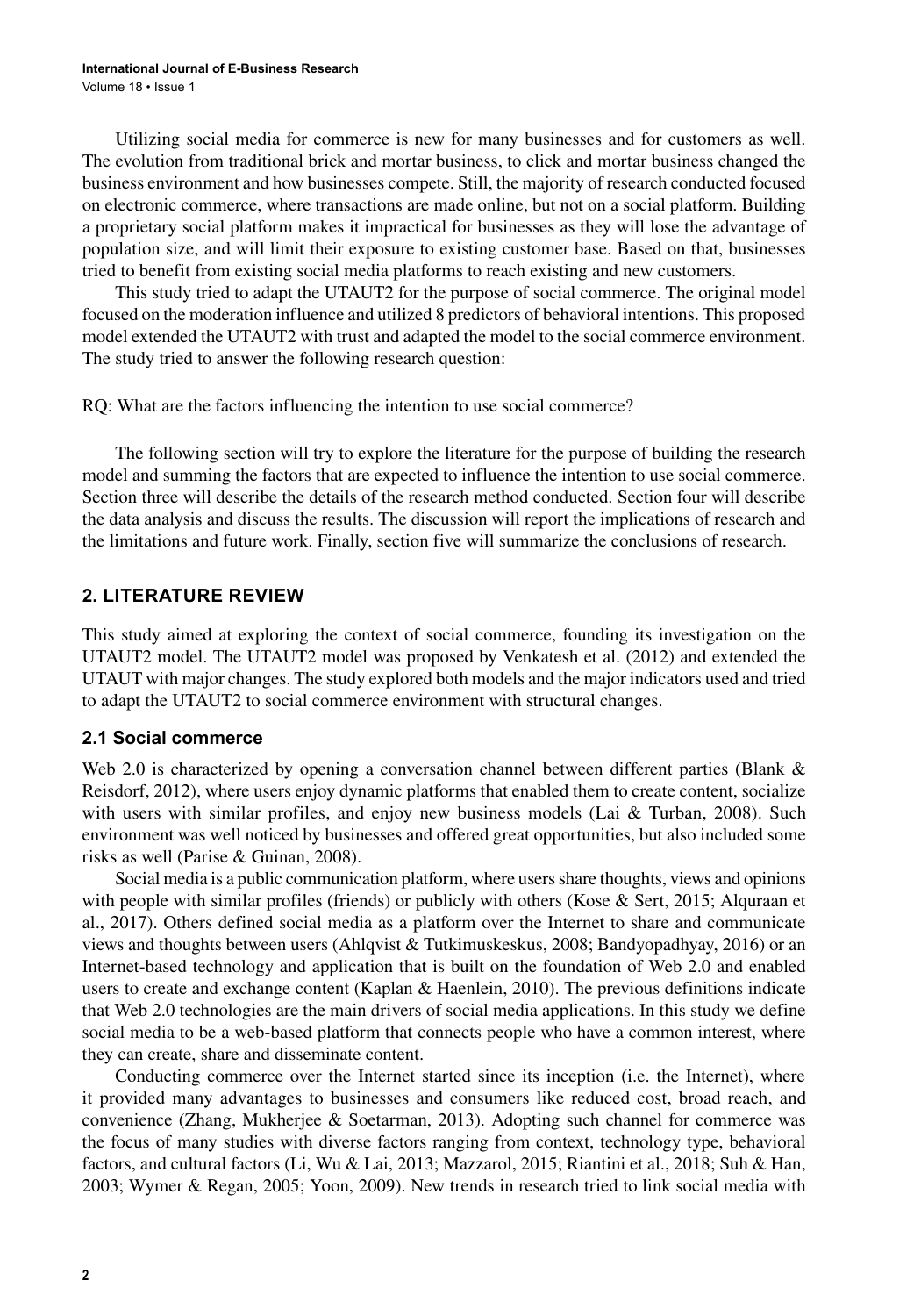Utilizing social media for commerce is new for many businesses and for customers as well. The evolution from traditional brick and mortar business, to click and mortar business changed the business environment and how businesses compete. Still, the majority of research conducted focused on electronic commerce, where transactions are made online, but not on a social platform. Building a proprietary social platform makes it impractical for businesses as they will lose the advantage of population size, and will limit their exposure to existing customer base. Based on that, businesses tried to benefit from existing social media platforms to reach existing and new customers.

This study tried to adapt the UTAUT2 for the purpose of social commerce. The original model focused on the moderation influence and utilized 8 predictors of behavioral intentions. This proposed model extended the UTAUT2 with trust and adapted the model to the social commerce environment. The study tried to answer the following research question:

RQ: What are the factors influencing the intention to use social commerce?

The following section will try to explore the literature for the purpose of building the research model and summing the factors that are expected to influence the intention to use social commerce. Section three will describe the details of the research method conducted. Section four will describe the data analysis and discuss the results. The discussion will report the implications of research and the limitations and future work. Finally, section five will summarize the conclusions of research.

## 2. LITERATURE REVIEW

This study aimed at exploring the context of social commerce, founding its investigation on the UTAUT2 model. The UTAUT2 model was proposed by Venkatesh et al. (2012) and extended the UTAUT with major changes. The study explored both models and the major indicators used and tried to adapt the UTAUT2 to social commerce environment with structural changes.

### 2.1 Social commerce

Web 2.0 is characterized by opening a conversation channel between different parties (Blank & Reisdorf, 2012), where users enjoy dynamic platforms that enabled them to create content, socialize with users with similar profiles, and enjoy new business models (Lai & Turban, 2008). Such environment was well noticed by businesses and offered great opportunities, but also included some risks as well (Parise & Guinan, 2008).

Social media is a public communication platform, where users share thoughts, views and opinions with people with similar profiles (friends) or publicly with others (Kose & Sert, 2015; Alquraan et al., 2017). Others defined social media as a platform over the Internet to share and communicate views and thoughts between users (Ahlqvist & Tutkimuskeskus, 2008; Bandyopadhyay, 2016) or an Internet-based technology and application that is built on the foundation of Web 2.0 and enabled users to create and exchange content (Kaplan & Haenlein, 2010). The previous definitions indicate that Web 2.0 technologies are the main drivers of social media applications. In this study we define social media to be a web-based platform that connects people who have a common interest, where they can create, share and disseminate content.

Conducting commerce over the Internet started since its inception (i.e. the Internet), where it provided many advantages to businesses and consumers like reduced cost, broad reach, and convenience (Zhang, Mukherjee & Soetarman, 2013). Adopting such channel for commerce was the focus of many studies with diverse factors ranging from context, technology type, behavioral factors, and cultural factors (Li, Wu & Lai, 2013; Mazzarol, 2015; Riantini et al., 2018; Suh & Han, 2003; Wymer & Regan, 2005; Yoon, 2009). New trends in research tried to link social media with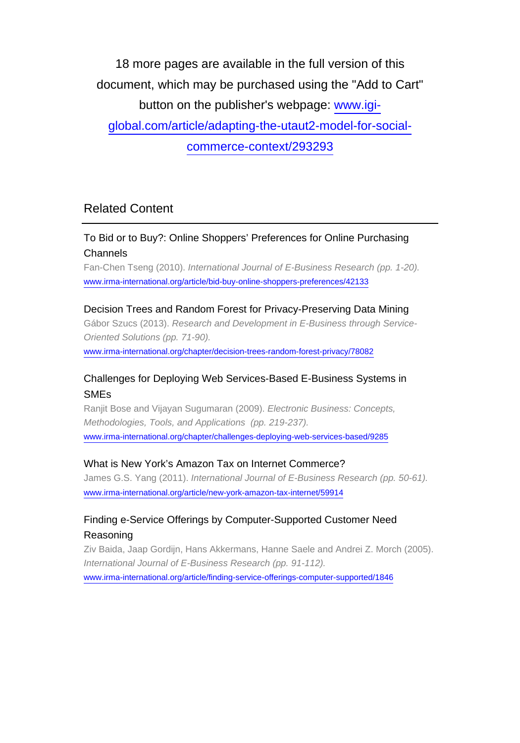18 more pages are available in the full version of this document, which may be purchased using the "Add to Cart" button on the publisher's webpage: www.igi-global.com/article/adapting-the-utaut2-model-for-social-commerce-context/293293

## Related Content

To Bid or to Buy?: Online Shoppers' Preferences for Online Purchasing Channels
Fan-Chen Tseng (2010). *International Journal of E-Business Research (pp. 1-20).*
www.irma-international.org/article/bid-buy-online-shoppers-preferences/42133

Decision Trees and Random Forest for Privacy-Preserving Data Mining
Gábor Szucs (2013). *Research and Development in E-Business through Service-Oriented Solutions (pp. 71-90).*
www.irma-international.org/chapter/decision-trees-random-forest-privacy/78082

Challenges for Deploying Web Services-Based E-Business Systems in SMEs
Ranjit Bose and Vijayan Sugumaran (2009). *Electronic Business: Concepts, Methodologies, Tools, and Applications (pp. 219-237).*
www.irma-international.org/chapter/challenges-deploying-web-services-based/9285

What is New York's Amazon Tax on Internet Commerce?
James G.S. Yang (2011). *International Journal of E-Business Research (pp. 50-61).*
www.irma-international.org/article/new-york-amazon-tax-internet/59914

Finding e-Service Offerings by Computer-Supported Customer Need Reasoning
Ziv Baida, Jaap Gordijn, Hans Akkermans, Hanne Saele and Andrei Z. Morch (2005). *International Journal of E-Business Research (pp. 91-112).*
www.irma-international.org/article/finding-service-offerings-computer-supported/1846